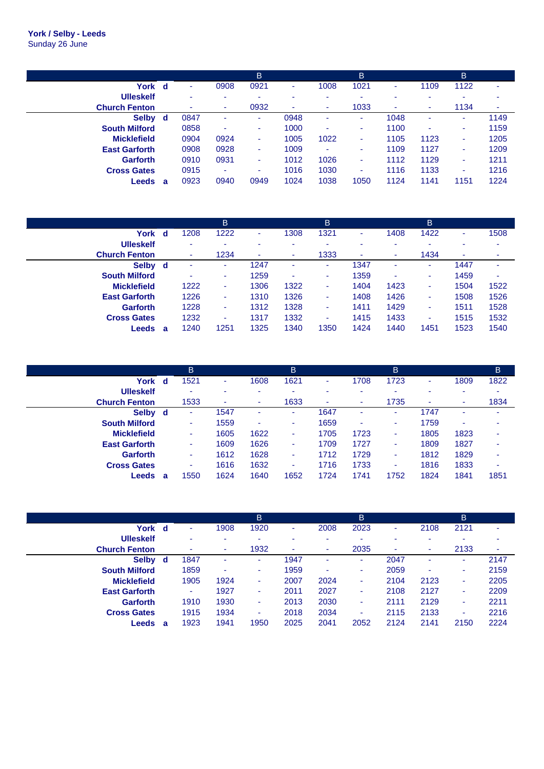**York / Selby - Leeds**
Sunday 26 June

| | | | | B | | | B | | | B | |
|---|---|---|---|---|---|---|---|---|---|---|---|
| York | d | - | 0908 | 0921 | - | 1008 | 1021 | - | 1109 | 1122 | - |
| Ulleskelf | | - | - | - | - | - | - | - | - | - | - |
| Church Fenton | | - | - | 0932 | - | - | 1033 | - | - | 1134 | - |
| Selby | d | 0847 | - | - | 0948 | - | - | 1048 | - | - | 1149 |
| South Milford | | 0858 | - | - | 1000 | - | - | 1100 | - | - | 1159 |
| Micklefield | | 0904 | 0924 | - | 1005 | 1022 | - | 1105 | 1123 | - | 1205 |
| East Garforth | | 0908 | 0928 | - | 1009 | 1026 | - | 1109 | 1127 | - | 1209 |
| Garforth | | 0910 | 0931 | - | 1012 | 1026 | - | 1112 | 1129 | - | 1211 |
| Cross Gates | | 0915 | - | - | 1016 | 1030 | - | 1116 | 1133 | - | 1216 |
| Leeds | a | 0923 | 0940 | 0949 | 1024 | 1038 | 1050 | 1124 | 1141 | 1151 | 1224 |

| | | | B | | | B | | | B | | |
|---|---|---|---|---|---|---|---|---|---|---|---|
| York | d | 1208 | 1222 | - | 1308 | 1321 | - | 1408 | 1422 | - | 1508 |
| Ulleskelf | | - | - | - | - | - | - | - | - | - | - |
| Church Fenton | | - | 1234 | - | - | 1333 | - | - | 1434 | - | - |
| Selby | d | - | - | 1247 | - | - | 1347 | - | - | 1447 | - |
| South Milford | | - | - | 1259 | - | - | 1359 | - | - | 1459 | - |
| Micklefield | | 1222 | - | 1306 | 1322 | - | 1404 | 1423 | - | 1504 | 1522 |
| East Garforth | | 1226 | - | 1310 | 1326 | - | 1408 | 1426 | - | 1508 | 1526 |
| Garforth | | 1228 | - | 1312 | 1328 | - | 1411 | 1429 | - | 1511 | 1528 |
| Cross Gates | | 1232 | - | 1317 | 1332 | - | 1415 | 1433 | - | 1515 | 1532 |
| Leeds | a | 1240 | 1251 | 1325 | 1340 | 1350 | 1424 | 1440 | 1451 | 1523 | 1540 |

| | | B | | | B | | | B | | | B |
|---|---|---|---|---|---|---|---|---|---|---|---|
| York | d | 1521 | - | 1608 | 1621 | - | 1708 | 1723 | - | 1809 | 1822 |
| Ulleskelf | | - | - | - | - | - | - | - | - | - | - |
| Church Fenton | | 1533 | - | - | 1633 | - | - | 1735 | - | - | 1834 |
| Selby | d | - | 1547 | - | - | 1647 | - | - | 1747 | - | - |
| South Milford | | - | 1559 | - | - | 1659 | - | - | 1759 | - | - |
| Micklefield | | - | 1605 | 1622 | - | 1705 | 1723 | - | 1805 | 1823 | - |
| East Garforth | | - | 1609 | 1626 | - | 1709 | 1727 | - | 1809 | 1827 | - |
| Garforth | | - | 1612 | 1628 | - | 1712 | 1729 | - | 1812 | 1829 | - |
| Cross Gates | | - | 1616 | 1632 | - | 1716 | 1733 | - | 1816 | 1833 | - |
| Leeds | a | 1550 | 1624 | 1640 | 1652 | 1724 | 1741 | 1752 | 1824 | 1841 | 1851 |

| | | | | B | | | B | | | B | |
|---|---|---|---|---|---|---|---|---|---|---|---|
| York | d | - | 1908 | 1920 | - | 2008 | 2023 | - | 2108 | 2121 | - |
| Ulleskelf | | - | - | - | - | - | - | - | - | - | - |
| Church Fenton | | - | - | 1932 | - | - | 2035 | - | - | 2133 | - |
| Selby | d | 1847 | - | - | 1947 | - | - | 2047 | - | - | 2147 |
| South Milford | | 1859 | - | - | 1959 | - | - | 2059 | - | - | 2159 |
| Micklefield | | 1905 | 1924 | - | 2007 | 2024 | - | 2104 | 2123 | - | 2205 |
| East Garforth | | - | 1927 | - | 2011 | 2027 | - | 2108 | 2127 | - | 2209 |
| Garforth | | 1910 | 1930 | - | 2013 | 2030 | - | 2111 | 2129 | - | 2211 |
| Cross Gates | | 1915 | 1934 | - | 2018 | 2034 | - | 2115 | 2133 | - | 2216 |
| Leeds | a | 1923 | 1941 | 1950 | 2025 | 2041 | 2052 | 2124 | 2141 | 2150 | 2224 |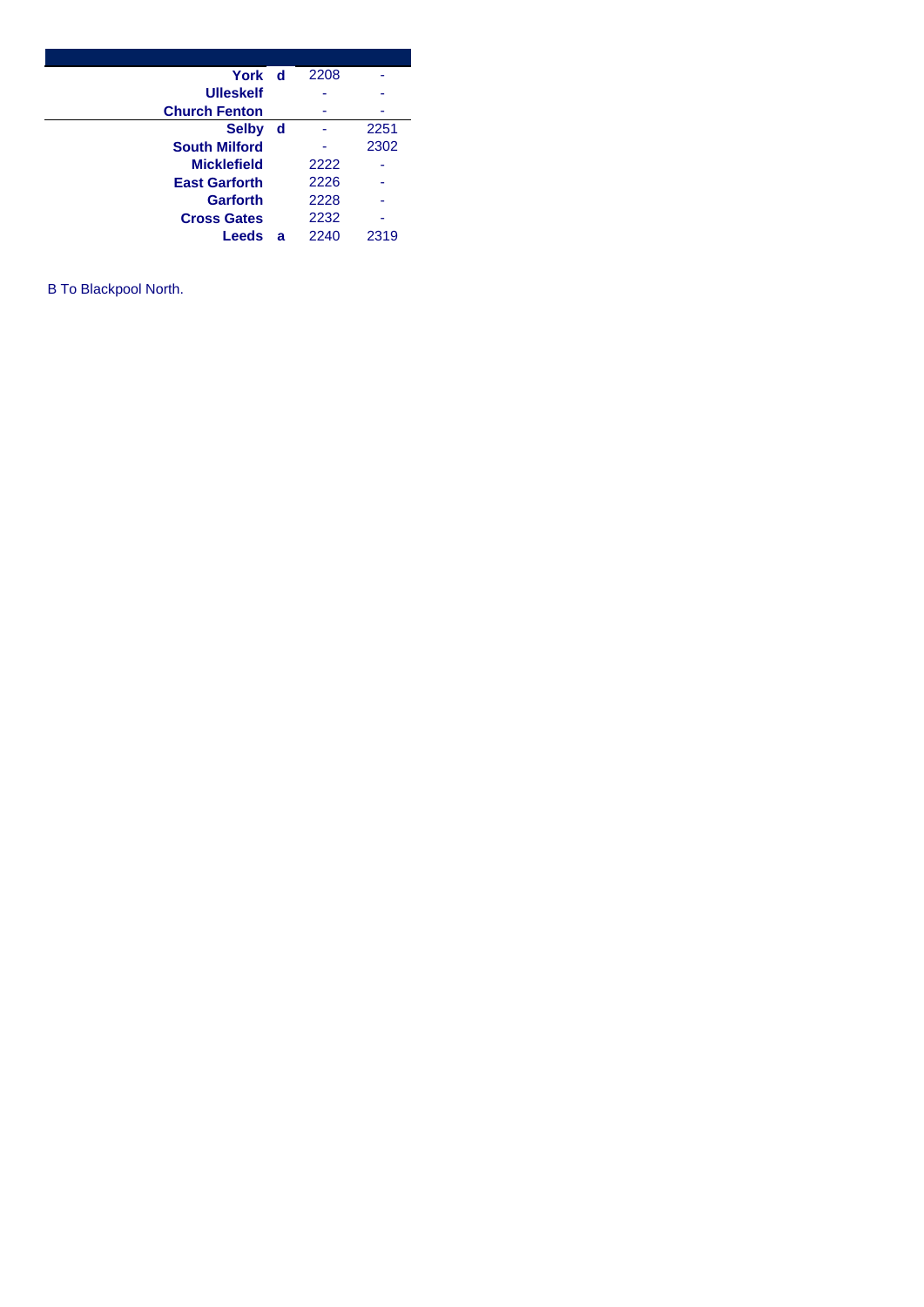| Station | | | |
|---|---|---|---|
| **York** | **d** | 2208 | - |
| **Ulleskelf** | | - | - |
| **Church Fenton** | | - | - |
| **Selby** | **d** | - | 2251 |
| **South Milford** | | - | 2302 |
| **Micklefield** | | 2222 | - |
| **East Garforth** | | 2226 | - |
| **Garforth** | | 2228 | - |
| **Cross Gates** | | 2232 | - |
| **Leeds** | **a** | 2240 | 2319 |

B To Blackpool North.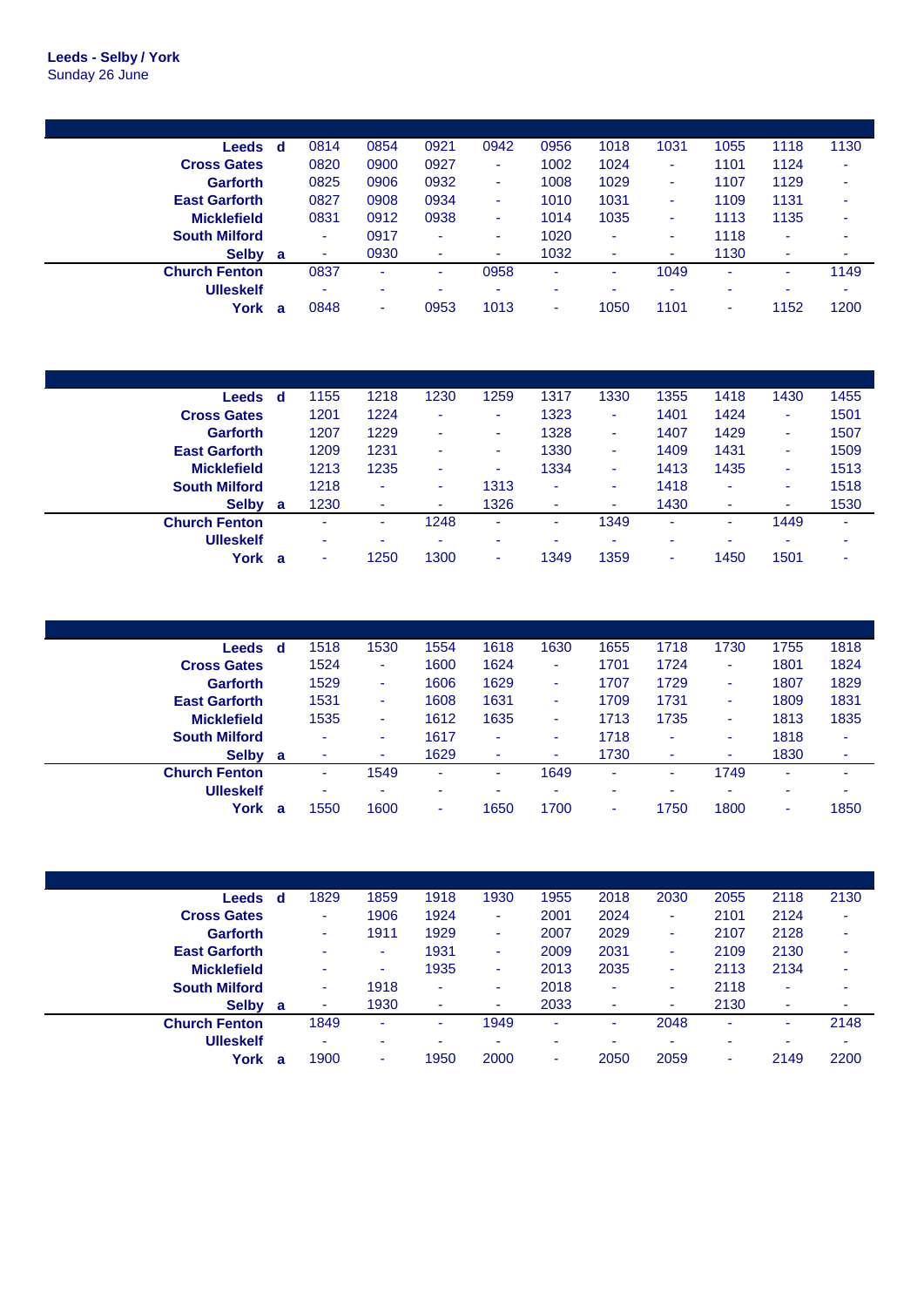**Leeds - Selby / York**
Sunday 26 June

| | | | | | | | | | | | |
|---|---|---|---|---|---|---|---|---|---|---|---|
| **Leeds** | **d** | 0814 | 0854 | 0921 | 0942 | 0956 | 1018 | 1031 | 1055 | 1118 | 1130 |
| **Cross Gates** | | 0820 | 0900 | 0927 | - | 1002 | 1024 | - | 1101 | 1124 | - |
| **Garforth** | | 0825 | 0906 | 0932 | - | 1008 | 1029 | - | 1107 | 1129 | - |
| **East Garforth** | | 0827 | 0908 | 0934 | - | 1010 | 1031 | - | 1109 | 1131 | - |
| **Micklefield** | | 0831 | 0912 | 0938 | - | 1014 | 1035 | - | 1113 | 1135 | - |
| **South Milford** | | - | 0917 | - | - | 1020 | - | - | 1118 | - | - |
| **Selby** | **a** | - | 0930 | - | - | 1032 | - | - | 1130 | - | - |
| **Church Fenton** | | 0837 | - | - | 0958 | - | - | 1049 | - | - | 1149 |
| **Ulleskelf** | | - | - | - | - | - | - | - | - | - | - |
| **York** | **a** | 0848 | - | 0953 | 1013 | - | 1050 | 1101 | - | 1152 | 1200 |

| | | | | | | | | | | | |
|---|---|---|---|---|---|---|---|---|---|---|---|
| **Leeds** | **d** | 1155 | 1218 | 1230 | 1259 | 1317 | 1330 | 1355 | 1418 | 1430 | 1455 |
| **Cross Gates** | | 1201 | 1224 | - | - | 1323 | - | 1401 | 1424 | - | 1501 |
| **Garforth** | | 1207 | 1229 | - | - | 1328 | - | 1407 | 1429 | - | 1507 |
| **East Garforth** | | 1209 | 1231 | - | - | 1330 | - | 1409 | 1431 | - | 1509 |
| **Micklefield** | | 1213 | 1235 | - | - | 1334 | - | 1413 | 1435 | - | 1513 |
| **South Milford** | | 1218 | - | - | 1313 | - | - | 1418 | - | - | 1518 |
| **Selby** | **a** | 1230 | - | - | 1326 | - | - | 1430 | - | - | 1530 |
| **Church Fenton** | | - | - | 1248 | - | - | 1349 | - | - | 1449 | - |
| **Ulleskelf** | | - | - | - | - | - | - | - | - | - | - |
| **York** | **a** | - | 1250 | 1300 | - | 1349 | 1359 | - | 1450 | 1501 | - |

| | | | | | | | | | | | |
|---|---|---|---|---|---|---|---|---|---|---|---|
| **Leeds** | **d** | 1518 | 1530 | 1554 | 1618 | 1630 | 1655 | 1718 | 1730 | 1755 | 1818 |
| **Cross Gates** | | 1524 | - | 1600 | 1624 | - | 1701 | 1724 | - | 1801 | 1824 |
| **Garforth** | | 1529 | - | 1606 | 1629 | - | 1707 | 1729 | - | 1807 | 1829 |
| **East Garforth** | | 1531 | - | 1608 | 1631 | - | 1709 | 1731 | - | 1809 | 1831 |
| **Micklefield** | | 1535 | - | 1612 | 1635 | - | 1713 | 1735 | - | 1813 | 1835 |
| **South Milford** | | - | - | 1617 | - | - | 1718 | - | - | 1818 | - |
| **Selby** | **a** | - | - | 1629 | - | - | 1730 | - | - | 1830 | - |
| **Church Fenton** | | - | 1549 | - | - | 1649 | - | - | 1749 | - | - |
| **Ulleskelf** | | - | - | - | - | - | - | - | - | - | - |
| **York** | **a** | 1550 | 1600 | - | 1650 | 1700 | - | 1750 | 1800 | - | 1850 |

| | | | | | | | | | | | |
|---|---|---|---|---|---|---|---|---|---|---|---|
| **Leeds** | **d** | 1829 | 1859 | 1918 | 1930 | 1955 | 2018 | 2030 | 2055 | 2118 | 2130 |
| **Cross Gates** | | - | 1906 | 1924 | - | 2001 | 2024 | - | 2101 | 2124 | - |
| **Garforth** | | - | 1911 | 1929 | - | 2007 | 2029 | - | 2107 | 2128 | - |
| **East Garforth** | | - | - | 1931 | - | 2009 | 2031 | - | 2109 | 2130 | - |
| **Micklefield** | | - | - | 1935 | - | 2013 | 2035 | - | 2113 | 2134 | - |
| **South Milford** | | - | 1918 | - | - | 2018 | - | - | 2118 | - | - |
| **Selby** | **a** | - | 1930 | - | - | 2033 | - | - | 2130 | - | - |
| **Church Fenton** | | 1849 | - | - | 1949 | - | - | 2048 | - | - | 2148 |
| **Ulleskelf** | | - | - | - | - | - | - | - | - | - | - |
| **York** | **a** | 1900 | - | 1950 | 2000 | - | 2050 | 2059 | - | 2149 | 2200 |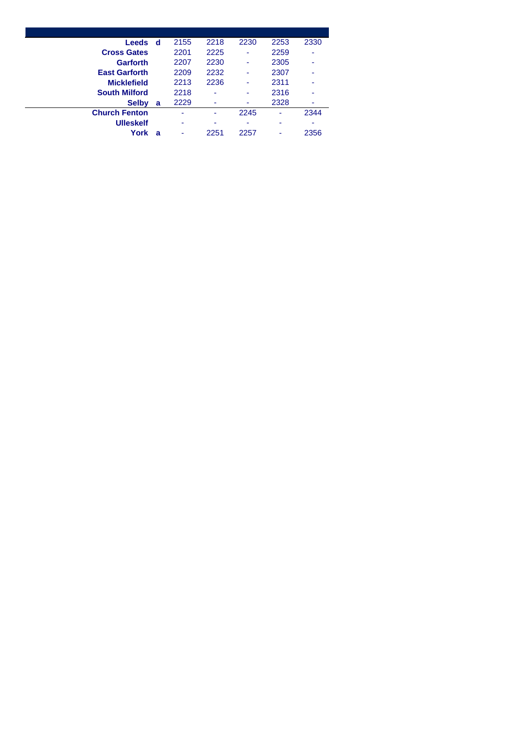| | | | | | | |
|---|---|---|---|---|---|---|
| **Leeds** | **d** | 2155 | 2218 | 2230 | 2253 | 2330 |
| **Cross Gates** | | 2201 | 2225 | - | 2259 | - |
| **Garforth** | | 2207 | 2230 | - | 2305 | - |
| **East Garforth** | | 2209 | 2232 | - | 2307 | - |
| **Micklefield** | | 2213 | 2236 | - | 2311 | - |
| **South Milford** | | 2218 | - | - | 2316 | - |
| **Selby** | **a** | 2229 | - | - | 2328 | - |
| **Church Fenton** | | - | - | 2245 | - | 2344 |
| **Ulleskelf** | | - | - | - | - | - |
| **York** | **a** | - | 2251 | 2257 | - | 2356 |